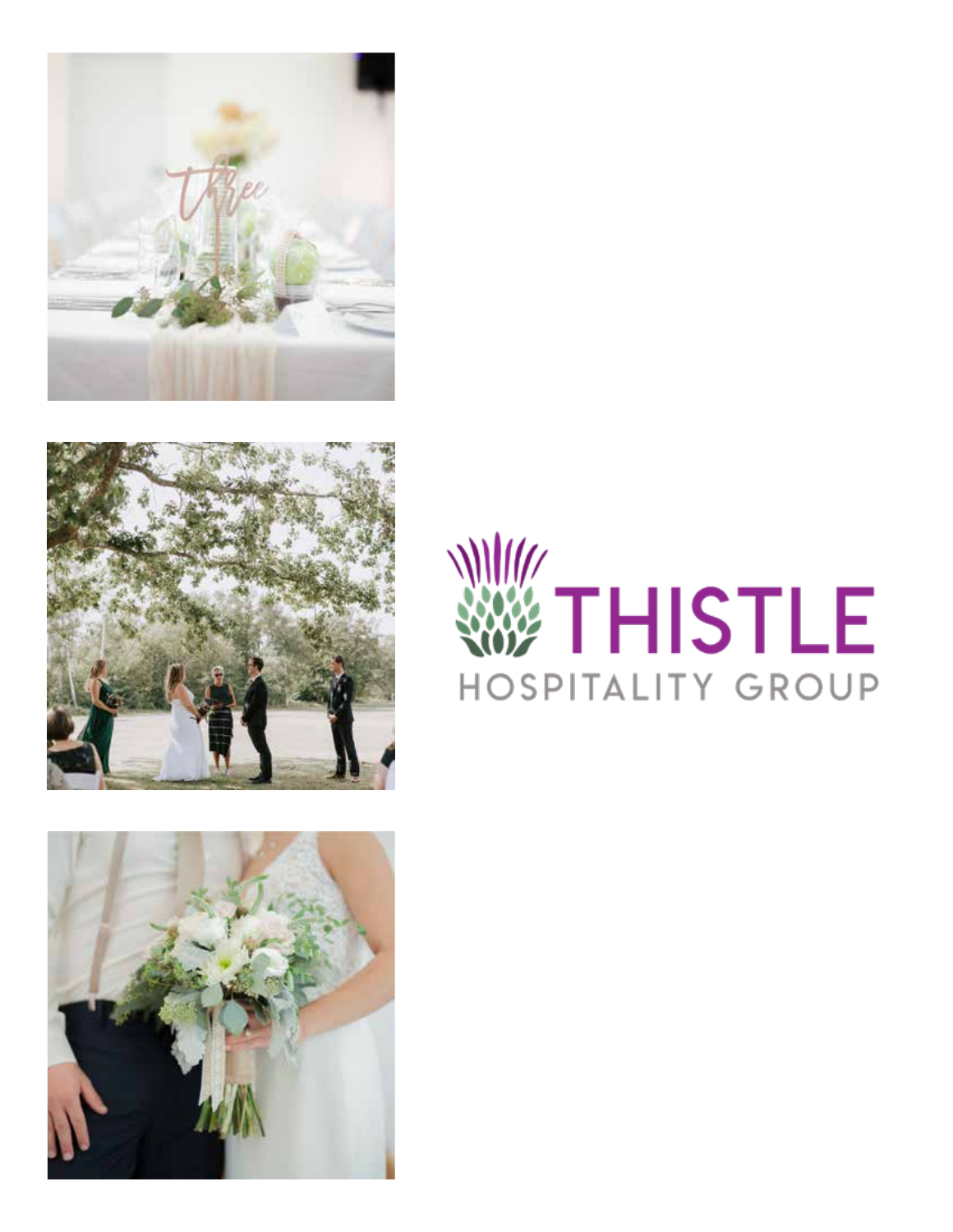# THISTLE

HOSPITALITY GROUP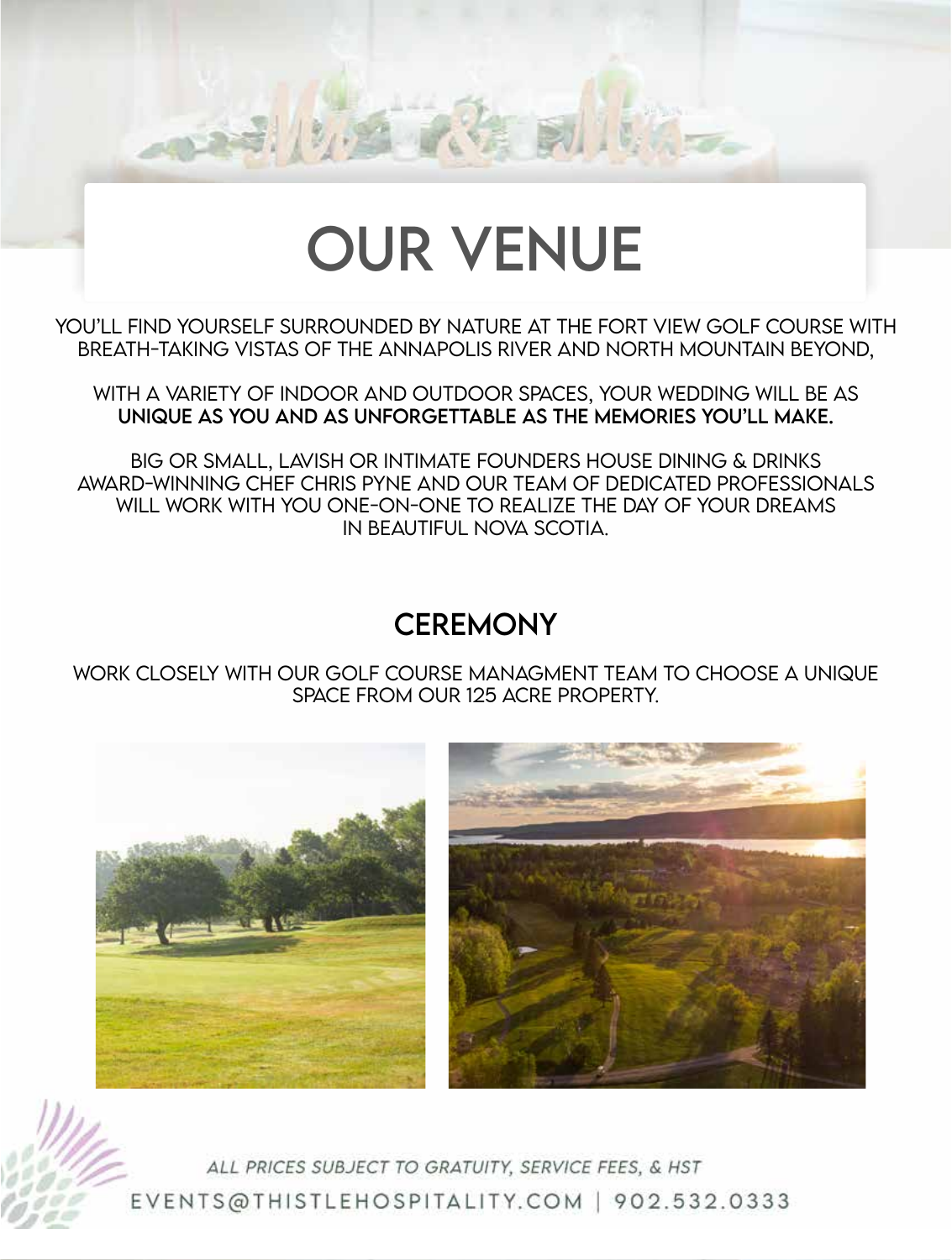# OUR VENUE

YOU'LL FIND YOURSELF SURROUNDED BY NATURE AT THE FORT VIEW GOLF COURSE WITH BREATH-TAKING VISTAS OF THE ANNAPOLIS RIVER AND NORTH MOUNTAIN BEYOND,

WITH A VARIETY OF INDOOR AND OUTDOOR SPACES, YOUR WEDDING WILL BE AS **UNIQUE AS YOU AND AS UNFORGETTABLE AS THE MEMORIES YOU'LL MAKE.**

BIG OR SMALL, LAVISH OR INTIMATE FOUNDERS HOUSE DINING & DRINKS AWARD-WINNING CHEF CHRIS PYNE AND OUR TEAM OF DEDICATED PROFESSIONALS WILL WORK WITH YOU ONE-ON-ONE TO REALIZE THE DAY OF YOUR DREAMS IN BEAUTIFUL NOVA SCOTIA.

## CEREMONY

WORK CLOSELY WITH OUR GOLF COURSE MANAGMENT TEAM TO CHOOSE A UNIQUE SPACE FROM OUR 125 ACRE PROPERTY.

*ALL PRICES SUBJECT TO GRATUITY, SERVICE FEES, & HST*

EVENTS@THISTLEHOSPITALITY.COM | 902.532.0333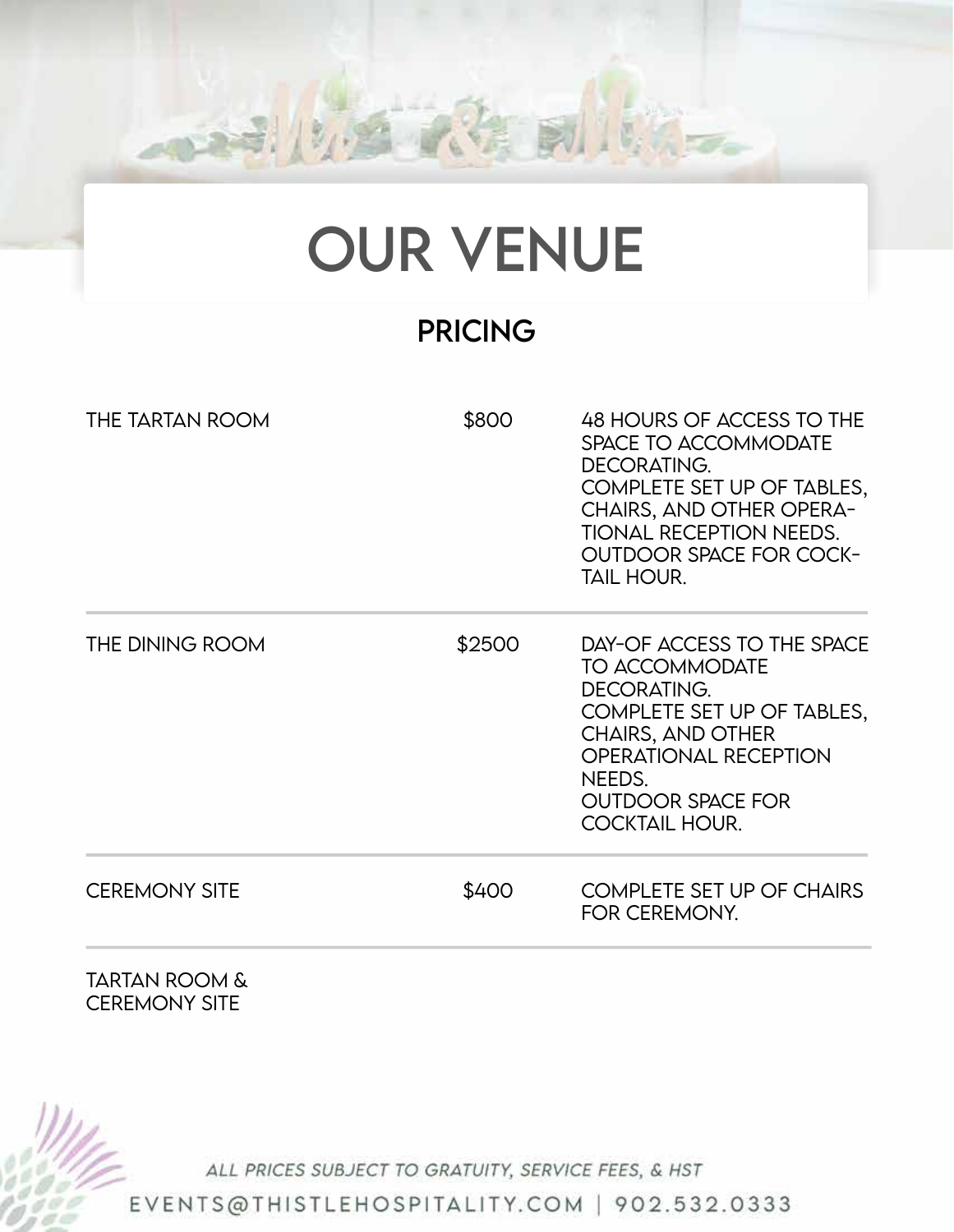# OUR VENUE

## PRICING

| | | |
|---|---|---|
| THE TARTAN ROOM | $800 | 48 HOURS OF ACCESS TO THE SPACE TO ACCOMMODATE DECORATING. COMPLETE SET UP OF TABLES, CHAIRS, AND OTHER OPERATIONAL RECEPTION NEEDS. OUTDOOR SPACE FOR COCKTAIL HOUR. |
| THE DINING ROOM | $2500 | DAY-OF ACCESS TO THE SPACE TO ACCOMMODATE DECORATING. COMPLETE SET UP OF TABLES, CHAIRS, AND OTHER OPERATIONAL RECEPTION NEEDS. OUTDOOR SPACE FOR COCKTAIL HOUR. |
| CEREMONY SITE | $400 | COMPLETE SET UP OF CHAIRS FOR CEREMONY. |
| TARTAN ROOM & CEREMONY SITE | | |

*ALL PRICES SUBJECT TO GRATUITY, SERVICE FEES, & HST*

EVENTS@THISTLEHOSPITALITY.COM | 902.532.0333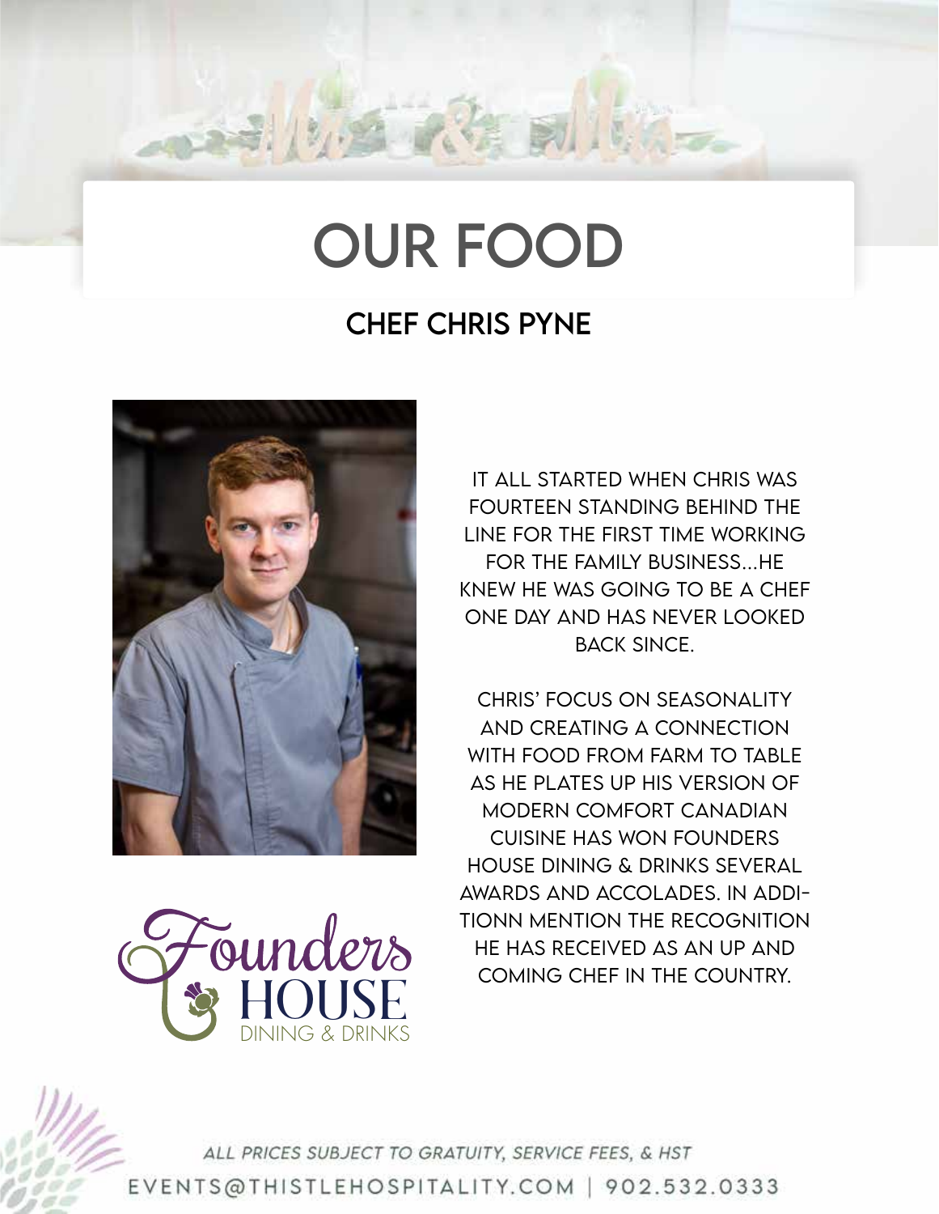# OUR FOOD

## CHEF CHRIS PYNE

IT ALL STARTED WHEN CHRIS WAS FOURTEEN STANDING BEHIND THE LINE FOR THE FIRST TIME WORKING FOR THE FAMILY BUSINESS...HE KNEW HE WAS GOING TO BE A CHEF ONE DAY AND HAS NEVER LOOKED BACK SINCE.

CHRIS' FOCUS ON SEASONALITY AND CREATING A CONNECTION WITH FOOD FROM FARM TO TABLE AS HE PLATES UP HIS VERSION OF MODERN COMFORT CANADIAN CUISINE HAS WON FOUNDERS HOUSE DINING & DRINKS SEVERAL AWARDS AND ACCOLADES. IN ADDITIONN MENTION THE RECOGNITION HE HAS RECEIVED AS AN UP AND COMING CHEF IN THE COUNTRY.

Founders HOUSE DINING & DRINKS

*ALL PRICES SUBJECT TO GRATUITY, SERVICE FEES, & HST*

EVENTS@THISTLEHOSPITALITY.COM | 902.532.0333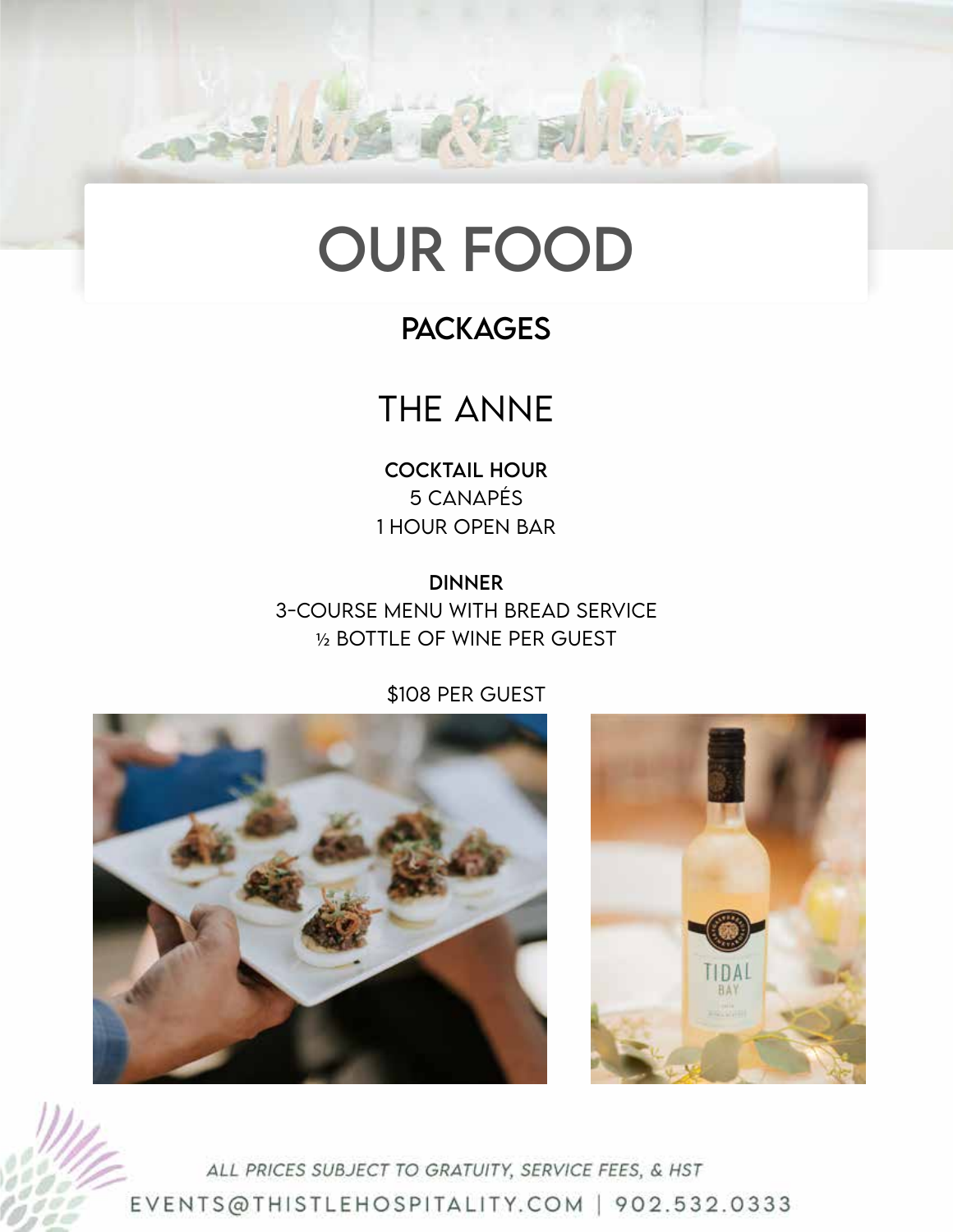# OUR FOOD

## PACKAGES

### THE ANNE

**COCKTAIL HOUR**
5 CANAPÉS
1 HOUR OPEN BAR

**DINNER**
3-COURSE MENU WITH BREAD SERVICE
½ BOTTLE OF WINE PER GUEST

$108 PER GUEST

*ALL PRICES SUBJECT TO GRATUITY, SERVICE FEES, & HST*

EVENTS@THISTLEHOSPITALITY.COM | 902.532.0333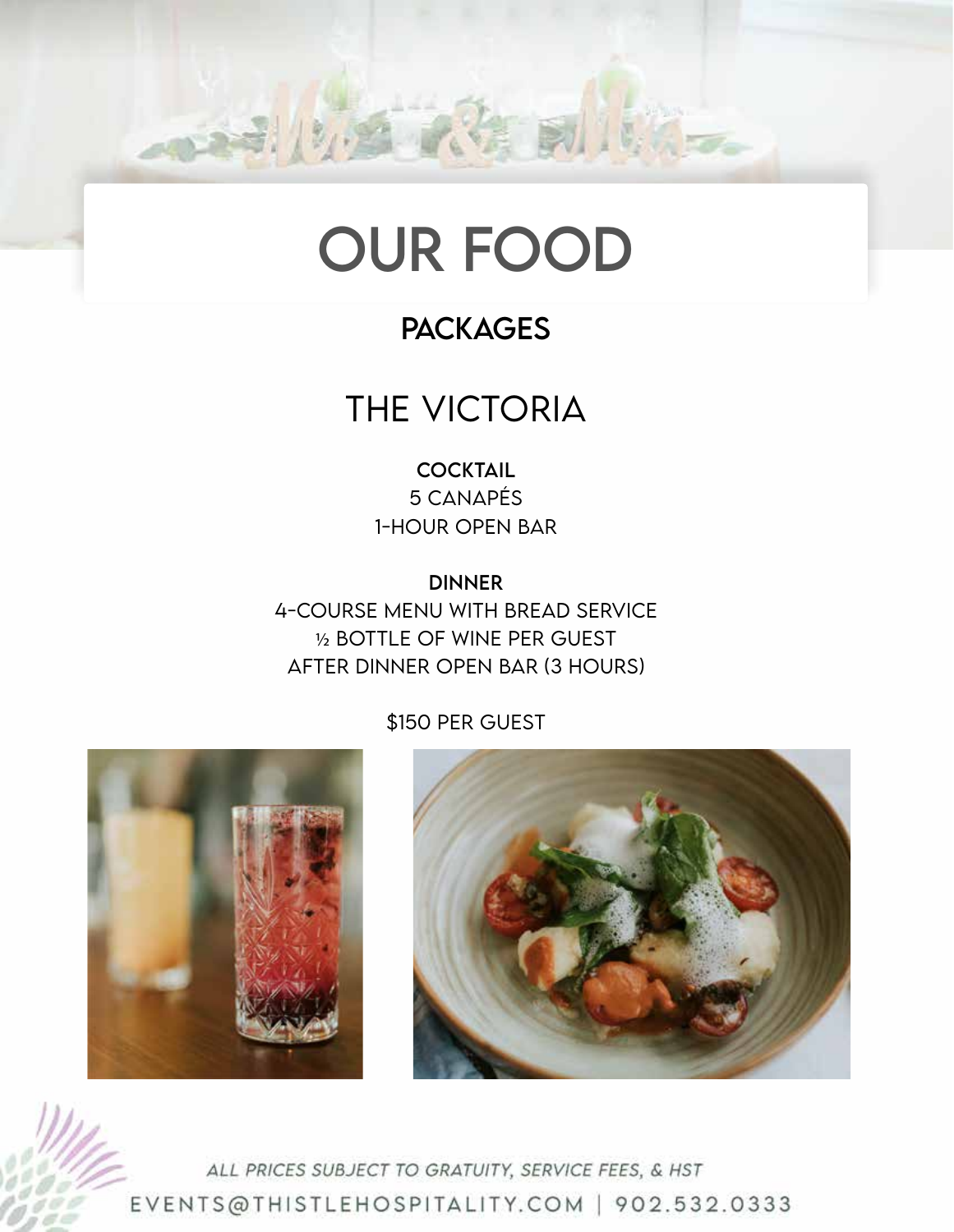# OUR FOOD

## PACKAGES

### THE VICTORIA

**COCKTAIL**

5 CANAPÉS

1-HOUR OPEN BAR

**DINNER**

4-COURSE MENU WITH BREAD SERVICE

½ BOTTLE OF WINE PER GUEST

AFTER DINNER OPEN BAR (3 HOURS)

$150 PER GUEST

*ALL PRICES SUBJECT TO GRATUITY, SERVICE FEES, & HST*

EVENTS@THISTLEHOSPITALITY.COM | 902.532.0333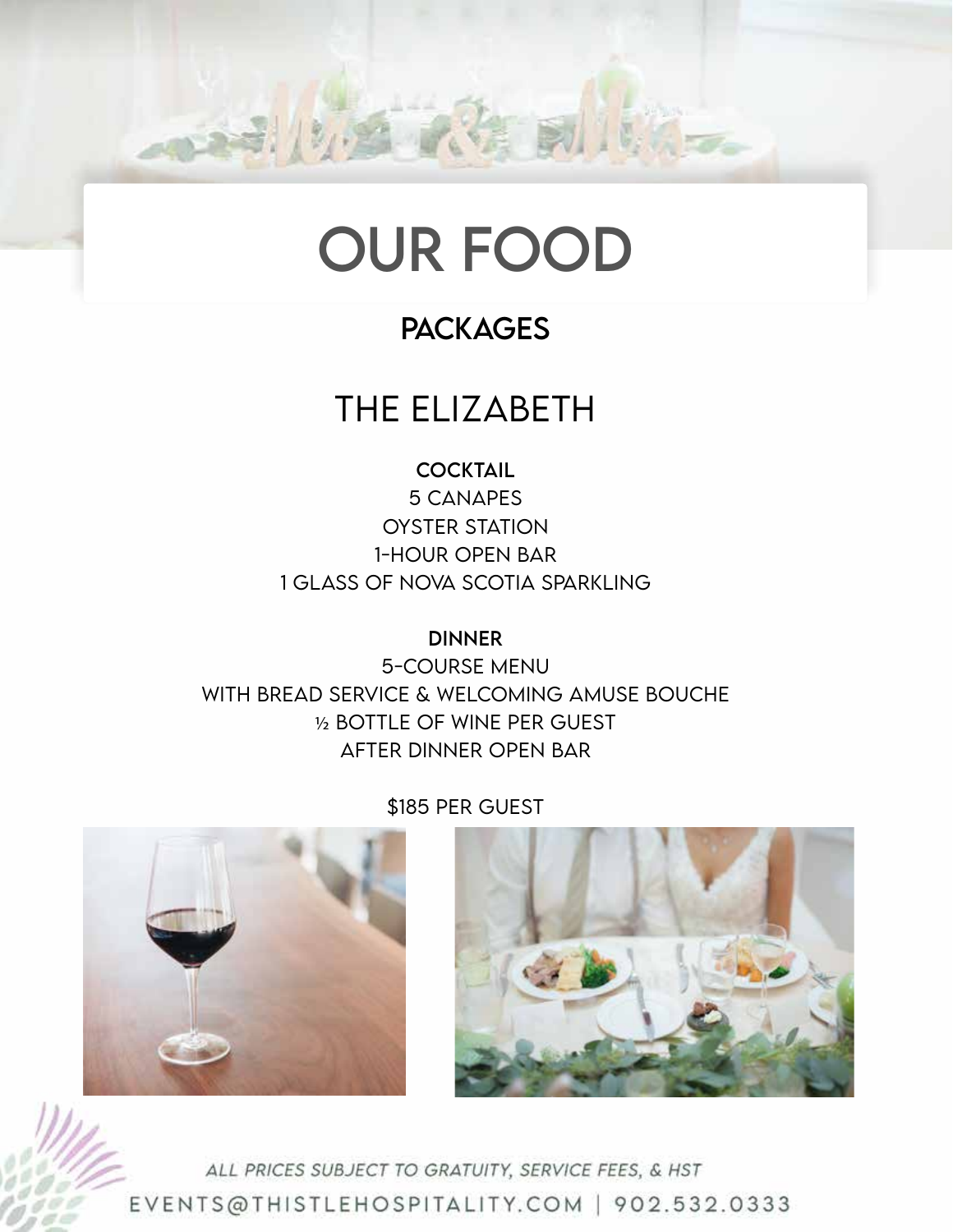# OUR FOOD

## PACKAGES

### THE ELIZABETH

**COCKTAIL**

5 CANAPES
OYSTER STATION
1-HOUR OPEN BAR
1 GLASS OF NOVA SCOTIA SPARKLING

**DINNER**

5-COURSE MENU
WITH BREAD SERVICE & WELCOMING AMUSE BOUCHE
½ BOTTLE OF WINE PER GUEST
AFTER DINNER OPEN BAR

$185 PER GUEST

*ALL PRICES SUBJECT TO GRATUITY, SERVICE FEES, & HST*

EVENTS@THISTLEHOSPITALITY.COM | 902.532.0333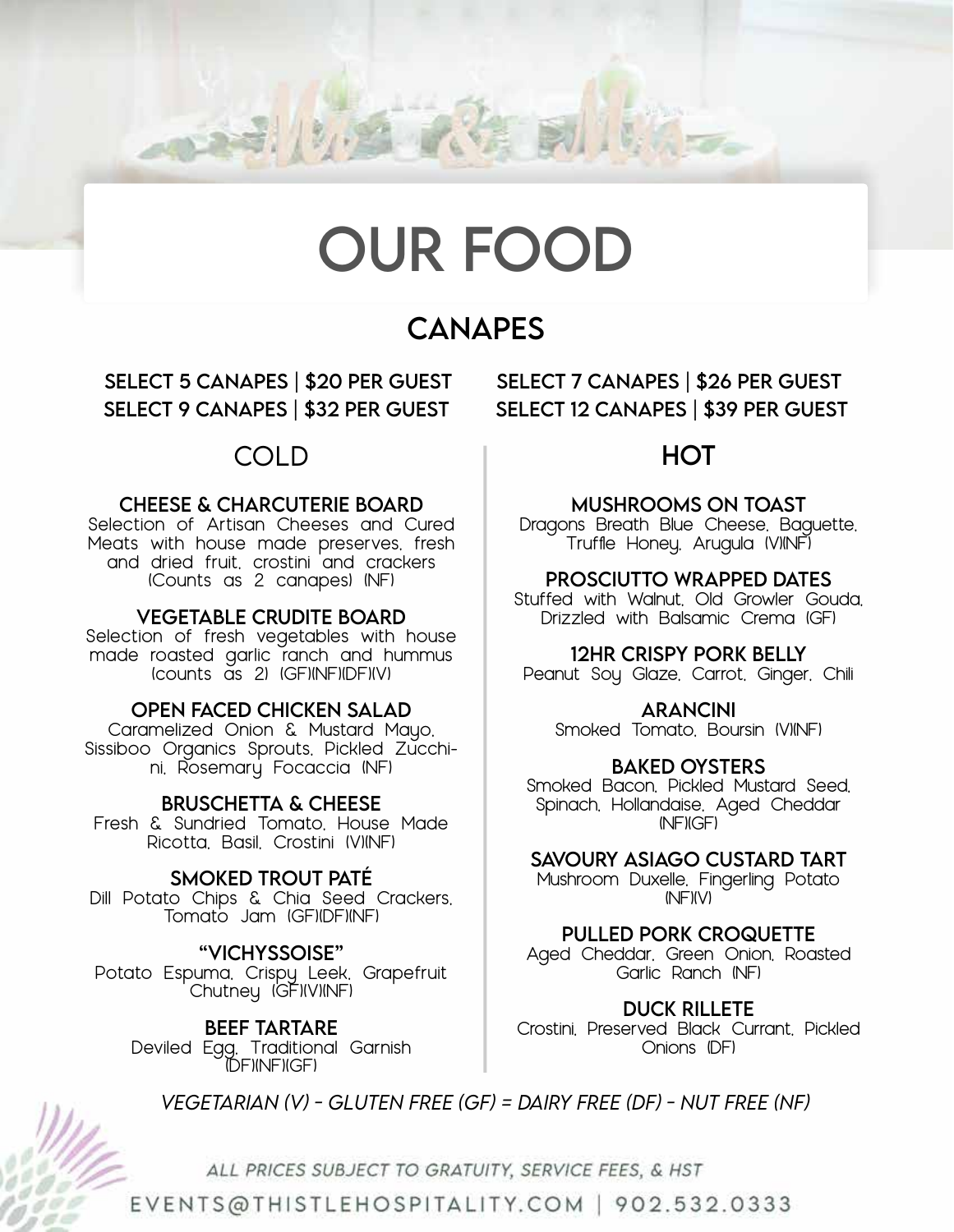# OUR FOOD

## CANAPES

**SELECT 5 CANAPES | $20 PER GUEST**
**SELECT 9 CANAPES | $32 PER GUEST**
**SELECT 7 CANAPES | $26 PER GUEST**
**SELECT 12 CANAPES | $39 PER GUEST**

### COLD

**CHEESE & CHARCUTERIE BOARD**
Selection of Artisan Cheeses and Cured Meats with house made preserves, fresh and dried fruit, crostini and crackers (Counts as 2 canapes) (NF)

**VEGETABLE CRUDITE BOARD**
Selection of fresh vegetables with house made roasted garlic ranch and hummus (counts as 2) (GF)(NF)(DF)(V)

**OPEN FACED CHICKEN SALAD**
Caramelized Onion & Mustard Mayo, Sissiboo Organics Sprouts, Pickled Zucchini, Rosemary Focaccia (NF)

**BRUSCHETTA & CHEESE**
Fresh & Sundried Tomato, House Made Ricotta, Basil, Crostini (V)(NF)

**SMOKED TROUT PATÉ**
Dill Potato Chips & Chia Seed Crackers, Tomato Jam (GF)(DF)(NF)

**"VICHYSSOISE"**
Potato Espuma, Crispy Leek, Grapefruit Chutney (GF)(V)(NF)

**BEEF TARTARE**
Deviled Egg, Traditional Garnish (DF)(NF)(GF)

### HOT

**MUSHROOMS ON TOAST**
Dragons Breath Blue Cheese, Baguette, Truffle Honey, Arugula (V)(NF)

**PROSCIUTTO WRAPPED DATES**
Stuffed with Walnut, Old Growler Gouda, Drizzled with Balsamic Crema (GF)

**12HR CRISPY PORK BELLY**
Peanut Soy Glaze, Carrot, Ginger, Chili

**ARANCINI**
Smoked Tomato, Boursin (V)(NF)

**BAKED OYSTERS**
Smoked Bacon, Pickled Mustard Seed, Spinach, Hollandaise, Aged Cheddar (NF)(GF)

**SAVOURY ASIAGO CUSTARD TART**
Mushroom Duxelle, Fingerling Potato (NF)(V)

**PULLED PORK CROQUETTE**
Aged Cheddar, Green Onion, Roasted Garlic Ranch (NF)

**DUCK RILLETE**
Crostini, Preserved Black Currant, Pickled Onions (DF)

*VEGETARIAN (V) - GLUTEN FREE (GF) = DAIRY FREE (DF) - NUT FREE (NF)*

*ALL PRICES SUBJECT TO GRATUITY, SERVICE FEES, & HST*

EVENTS@THISTLEHOSPITALITY.COM | 902.532.0333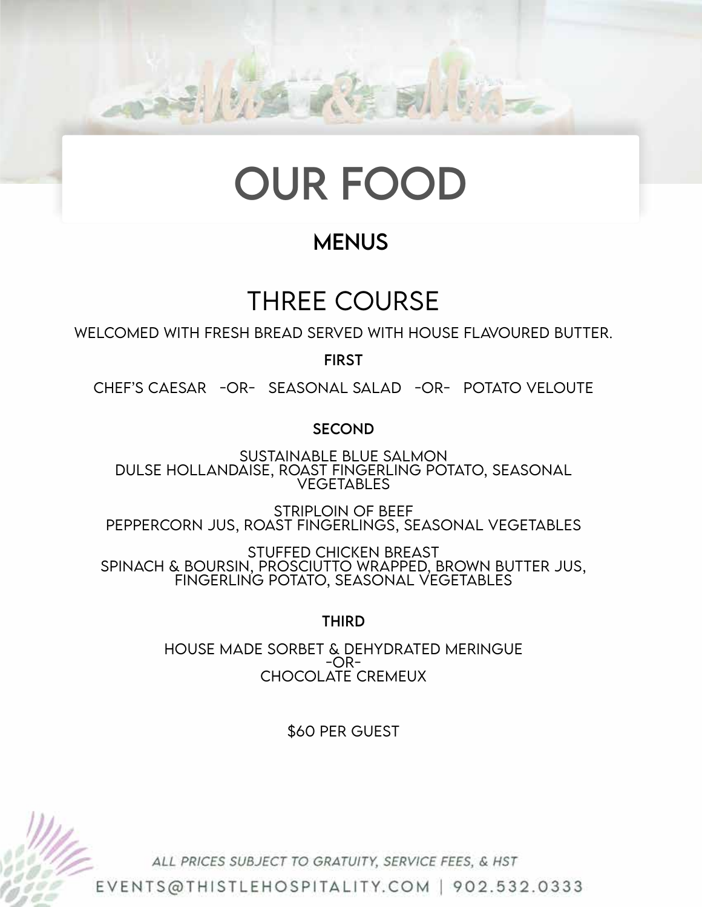# OUR FOOD

## MENUS

### THREE COURSE

WELCOMED WITH FRESH BREAD SERVED WITH HOUSE FLAVOURED BUTTER.

**FIRST**

CHEF'S CAESAR -OR- SEASONAL SALAD -OR- POTATO VELOUTE

**SECOND**

SUSTAINABLE BLUE SALMON
DULSE HOLLANDAISE, ROAST FINGERLING POTATO, SEASONAL VEGETABLES

STRIPLOIN OF BEEF
PEPPERCORN JUS, ROAST FINGERLINGS, SEASONAL VEGETABLES

STUFFED CHICKEN BREAST
SPINACH & BOURSIN, PROSCIUTTO WRAPPED, BROWN BUTTER JUS, FINGERLING POTATO, SEASONAL VEGETABLES

**THIRD**

HOUSE MADE SORBET & DEHYDRATED MERINGUE
-OR-
CHOCOLATE CREMEUX

$60 PER GUEST

*ALL PRICES SUBJECT TO GRATUITY, SERVICE FEES, & HST*

EVENTS@THISTLEHOSPITALITY.COM | 902.532.0333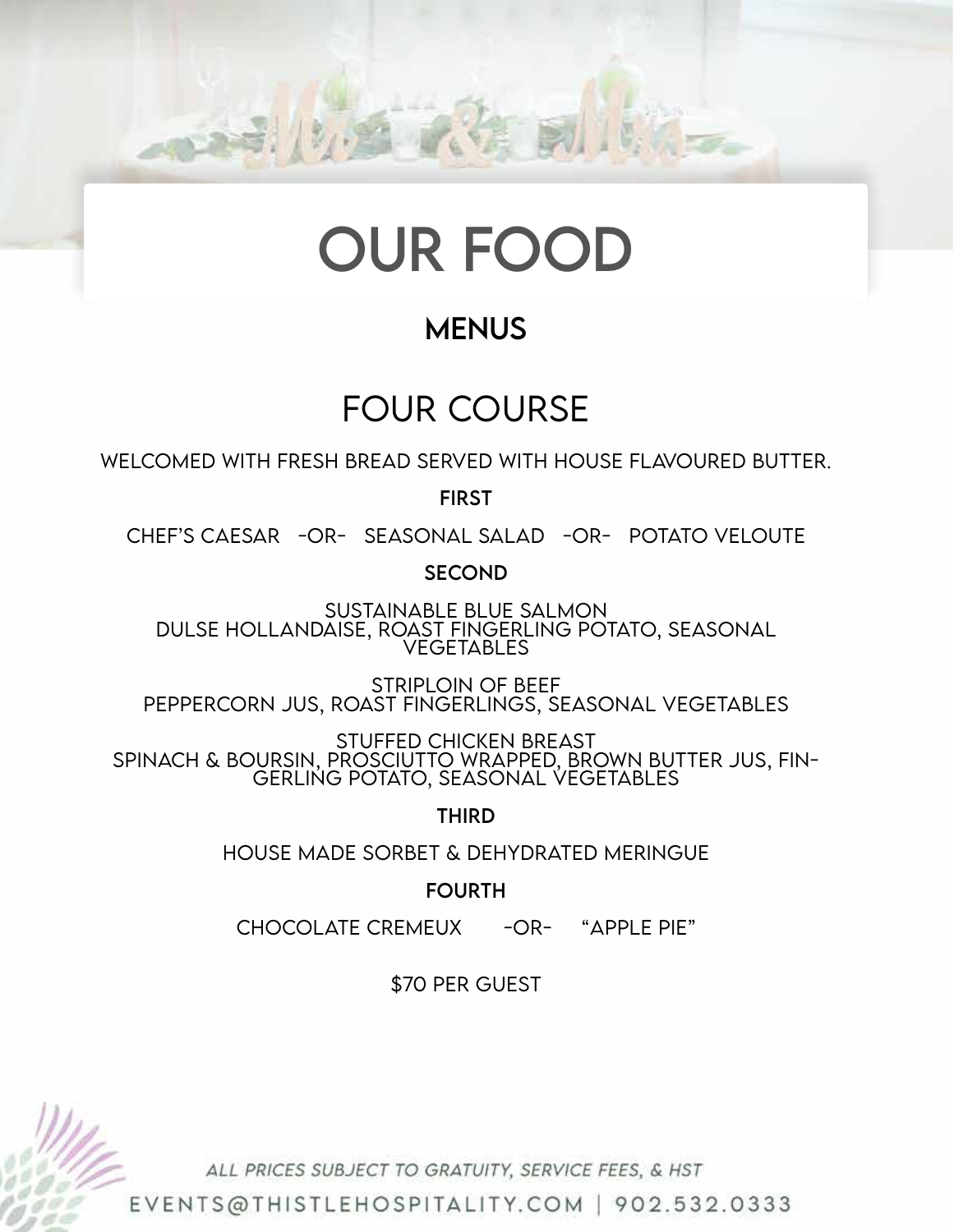# OUR FOOD

## MENUS

## FOUR COURSE

WELCOMED WITH FRESH BREAD SERVED WITH HOUSE FLAVOURED BUTTER.

**FIRST**

CHEF'S CAESAR -OR- SEASONAL SALAD -OR- POTATO VELOUTE

**SECOND**

SUSTAINABLE BLUE SALMON
DULSE HOLLANDAISE, ROAST FINGERLING POTATO, SEASONAL VEGETABLES

STRIPLOIN OF BEEF
PEPPERCORN JUS, ROAST FINGERLINGS, SEASONAL VEGETABLES

STUFFED CHICKEN BREAST
SPINACH & BOURSIN, PROSCIUTTO WRAPPED, BROWN BUTTER JUS, FINGERLING POTATO, SEASONAL VEGETABLES

**THIRD**

HOUSE MADE SORBET & DEHYDRATED MERINGUE

**FOURTH**

CHOCOLATE CREMEUX -OR- "APPLE PIE"

$70 PER GUEST

*ALL PRICES SUBJECT TO GRATUITY, SERVICE FEES, & HST*

EVENTS@THISTLEHOSPITALITY.COM | 902.532.0333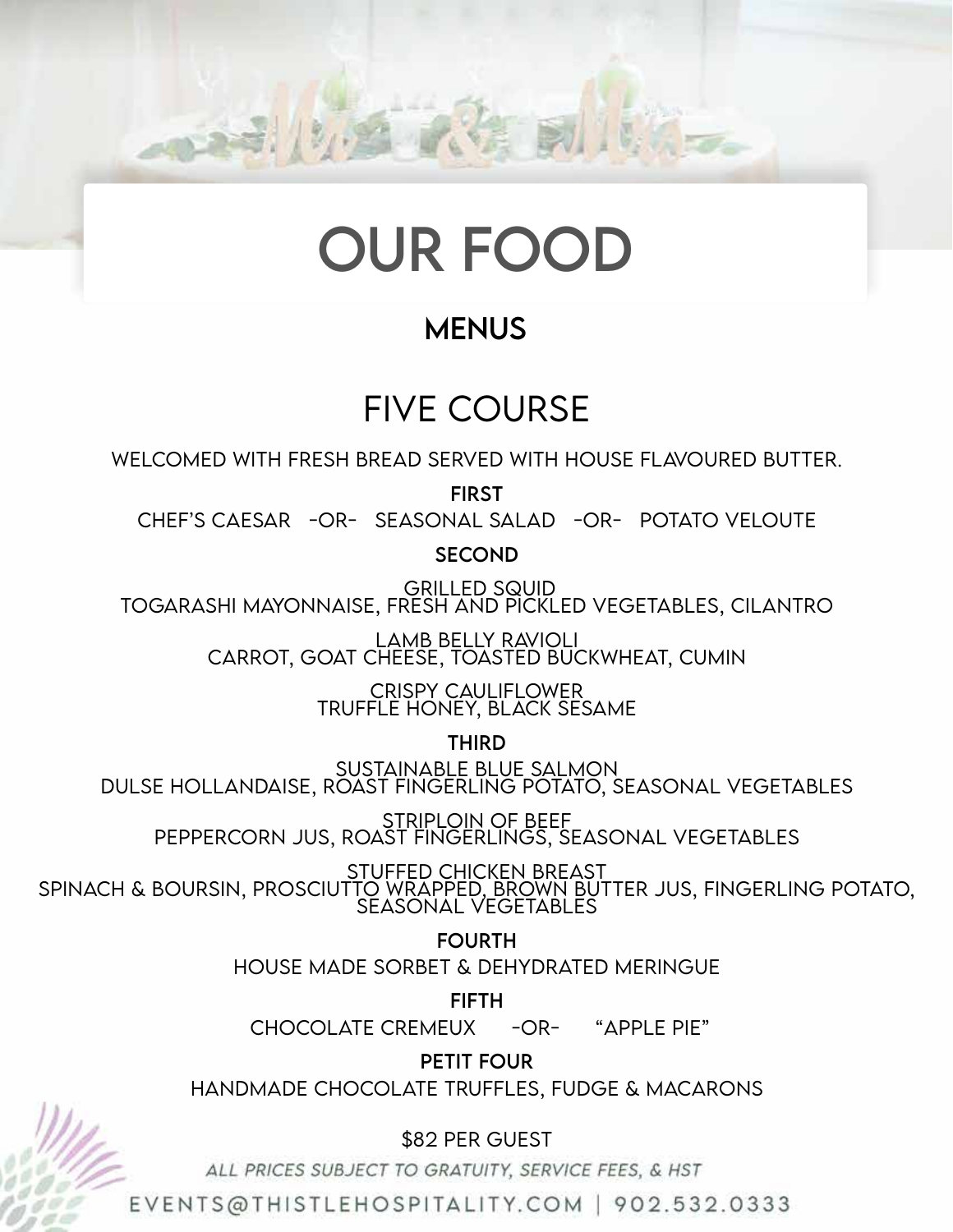# OUR FOOD

## MENUS

## FIVE COURSE

WELCOMED WITH FRESH BREAD SERVED WITH HOUSE FLAVOURED BUTTER.

**FIRST**

CHEF'S CAESAR -OR- SEASONAL SALAD -OR- POTATO VELOUTE

**SECOND**

GRILLED SQUID
TOGARASHI MAYONNAISE, FRESH AND PICKLED VEGETABLES, CILANTRO

LAMB BELLY RAVIOLI
CARROT, GOAT CHEESE, TOASTED BUCKWHEAT, CUMIN

CRISPY CAULIFLOWER
TRUFFLE HONEY, BLACK SESAME

**THIRD**

SUSTAINABLE BLUE SALMON
DULSE HOLLANDAISE, ROAST FINGERLING POTATO, SEASONAL VEGETABLES

STRIPLOIN OF BEEF
PEPPERCORN JUS, ROAST FINGERLINGS, SEASONAL VEGETABLES

STUFFED CHICKEN BREAST
SPINACH & BOURSIN, PROSCIUTTO WRAPPED, BROWN BUTTER JUS, FINGERLING POTATO, SEASONAL VEGETABLES

**FOURTH**

HOUSE MADE SORBET & DEHYDRATED MERINGUE

**FIFTH**

CHOCOLATE CREMEUX -OR- "APPLE PIE"

**PETIT FOUR**

HANDMADE CHOCOLATE TRUFFLES, FUDGE & MACARONS

$82 PER GUEST

*ALL PRICES SUBJECT TO GRATUITY, SERVICE FEES, & HST*

EVENTS@THISTLEHOSPITALITY.COM | 902.532.0333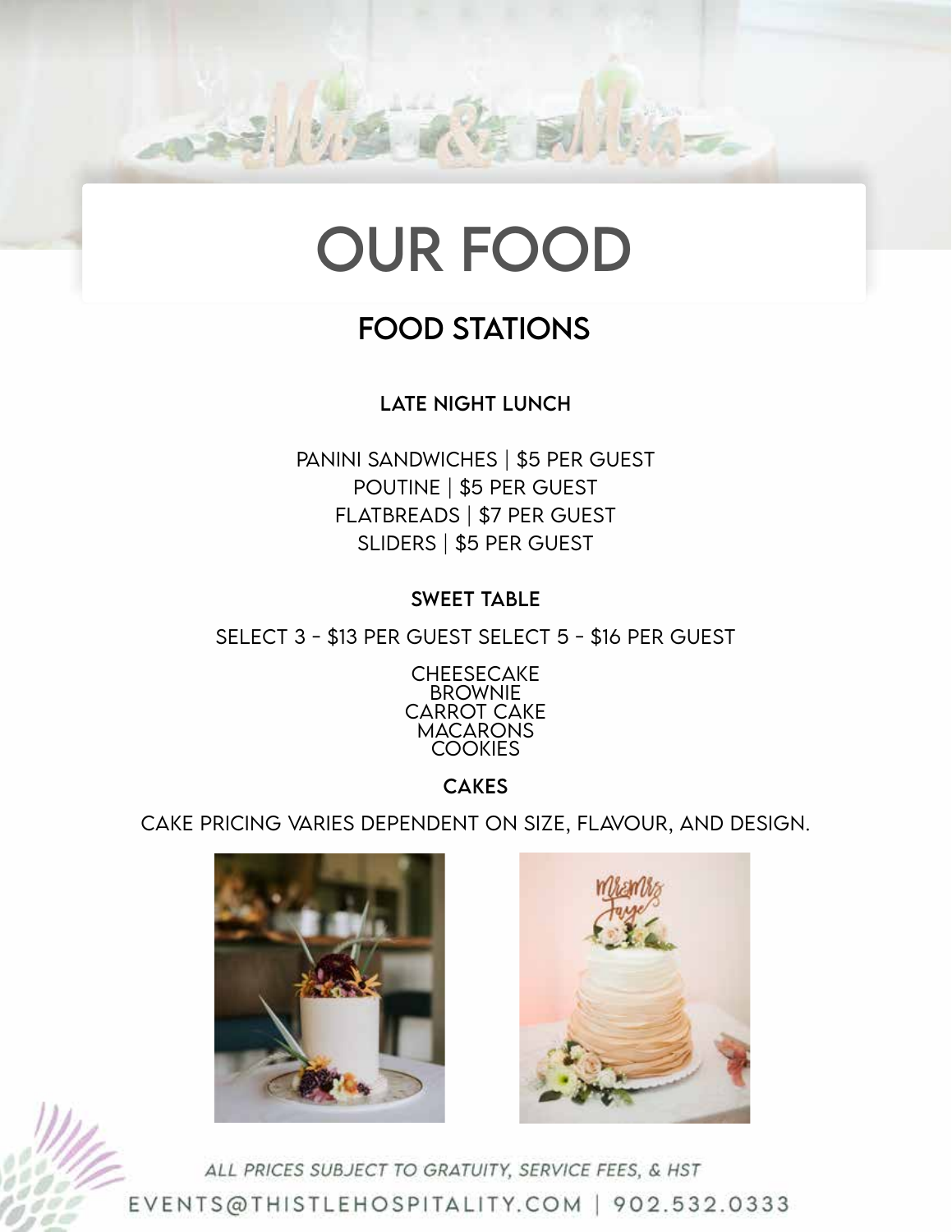# OUR FOOD

## FOOD STATIONS

### LATE NIGHT LUNCH

PANINI SANDWICHES | $5 PER GUEST
POUTINE | $5 PER GUEST
FLATBREADS | $7 PER GUEST
SLIDERS | $5 PER GUEST

### SWEET TABLE

SELECT 3 - $13 PER GUEST SELECT 5 - $16 PER GUEST

CHEESECAKE
BROWNIE
CARROT CAKE
MACARONS
COOKIES

### CAKES

CAKE PRICING VARIES DEPENDENT ON SIZE, FLAVOUR, AND DESIGN.

*ALL PRICES SUBJECT TO GRATUITY, SERVICE FEES, & HST*

EVENTS@THISTLEHOSPITALITY.COM | 902.532.0333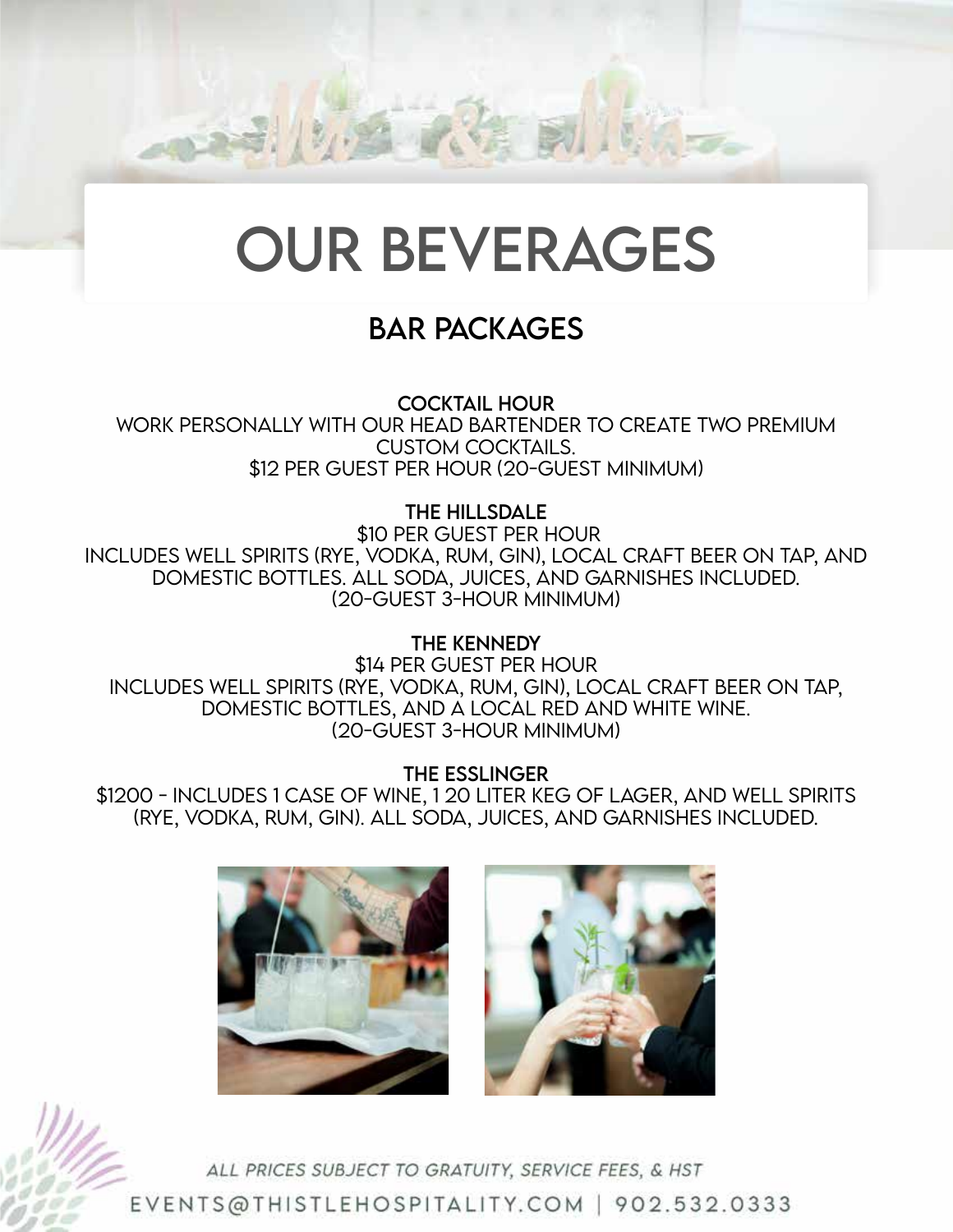# OUR BEVERAGES

## BAR PACKAGES

**COCKTAIL HOUR**

WORK PERSONALLY WITH OUR HEAD BARTENDER TO CREATE TWO PREMIUM CUSTOM COCKTAILS.
$12 PER GUEST PER HOUR (20-GUEST MINIMUM)

**THE HILLSDALE**

$10 PER GUEST PER HOUR
INCLUDES WELL SPIRITS (RYE, VODKA, RUM, GIN), LOCAL CRAFT BEER ON TAP, AND DOMESTIC BOTTLES. ALL SODA, JUICES, AND GARNISHES INCLUDED.
(20-GUEST 3-HOUR MINIMUM)

**THE KENNEDY**

$14 PER GUEST PER HOUR
INCLUDES WELL SPIRITS (RYE, VODKA, RUM, GIN), LOCAL CRAFT BEER ON TAP, DOMESTIC BOTTLES, AND A LOCAL RED AND WHITE WINE.
(20-GUEST 3-HOUR MINIMUM)

**THE ESSLINGER**

$1200 - INCLUDES 1 CASE OF WINE, 1 20 LITER KEG OF LAGER, AND WELL SPIRITS (RYE, VODKA, RUM, GIN). ALL SODA, JUICES, AND GARNISHES INCLUDED.

*ALL PRICES SUBJECT TO GRATUITY, SERVICE FEES, & HST*

EVENTS@THISTLEHOSPITALITY.COM | 902.532.0333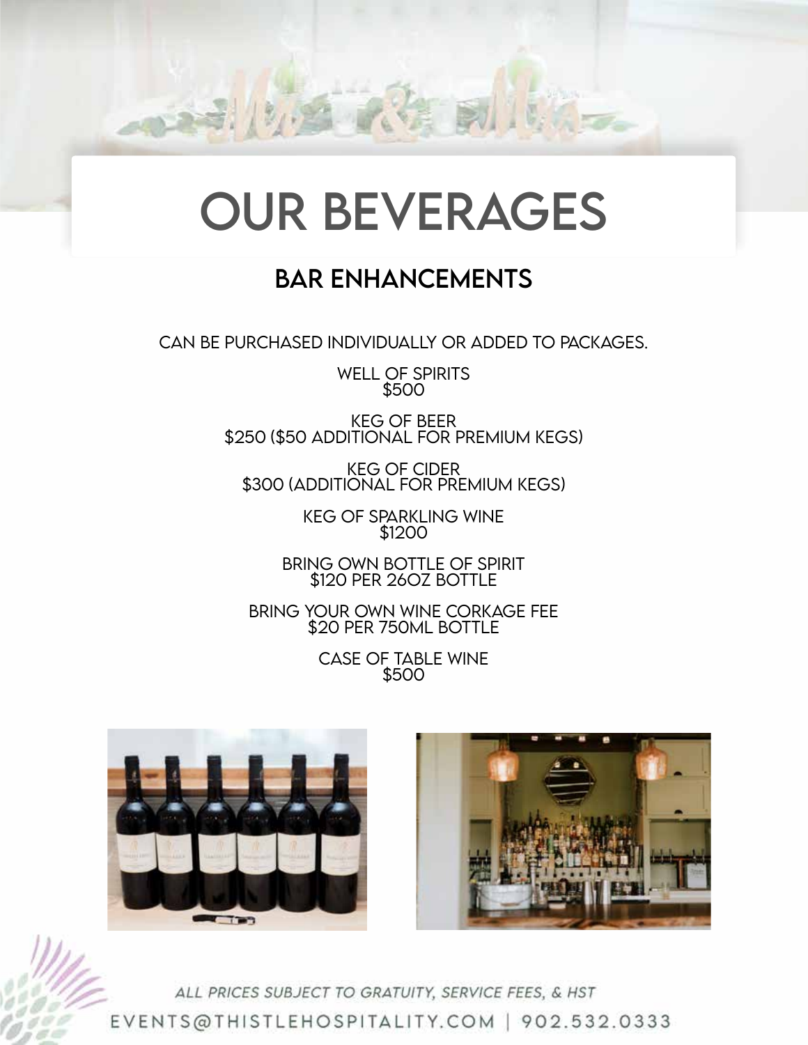# OUR BEVERAGES

## BAR ENHANCEMENTS

CAN BE PURCHASED INDIVIDUALLY OR ADDED TO PACKAGES.

WELL OF SPIRITS
$500

KEG OF BEER
$250 ($50 ADDITIONAL FOR PREMIUM KEGS)

KEG OF CIDER
$300 (ADDITIONAL FOR PREMIUM KEGS)

KEG OF SPARKLING WINE
$1200

BRING OWN BOTTLE OF SPIRIT
$120 PER 26OZ BOTTLE

BRING YOUR OWN WINE CORKAGE FEE
$20 PER 750ML BOTTLE

CASE OF TABLE WINE
$500

*ALL PRICES SUBJECT TO GRATUITY, SERVICE FEES, & HST*

EVENTS@THISTLEHOSPITALITY.COM | 902.532.0333